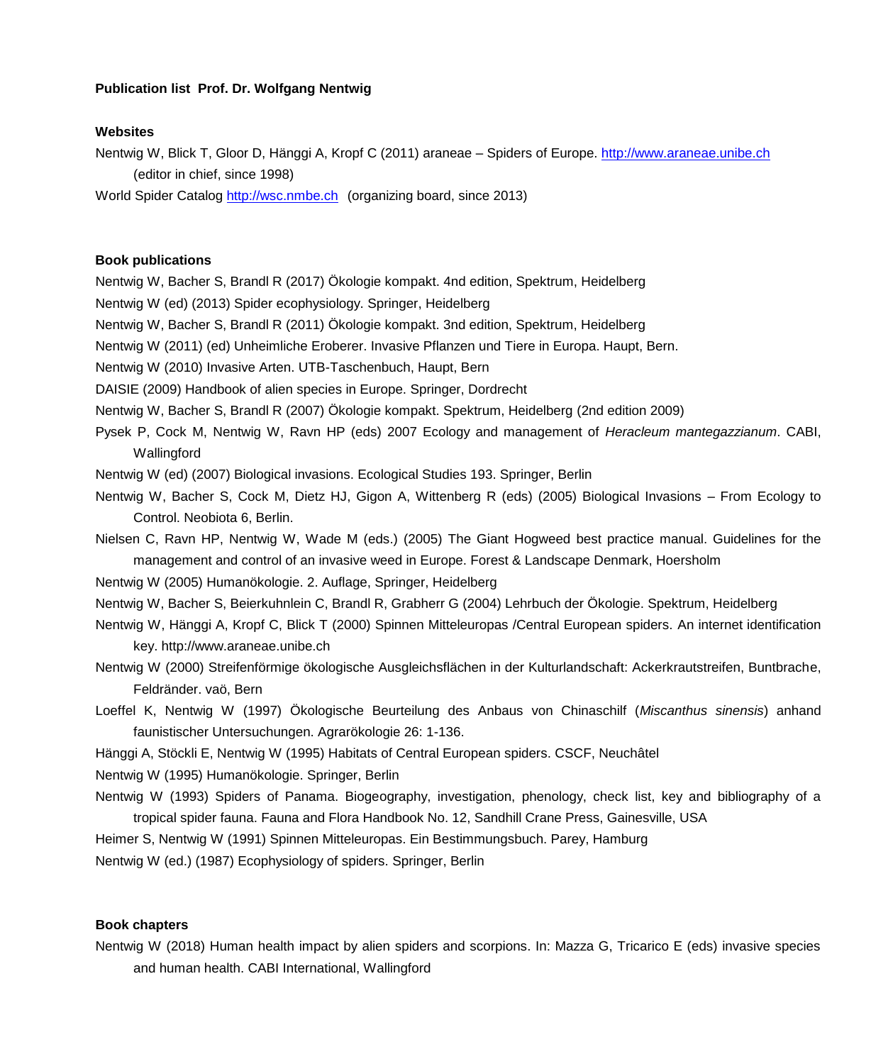**Publication list Prof. Dr. Wolfgang Nentwig**

**Websites**

Nentwig W, Blick T, Gloor D, Hänggi A, Kropf C (2011) araneae – Spiders of Europe. http://www.araneae.unibe.ch (editor in chief, since 1998)

World Spider Catalog http://wsc.nmbe.ch (organizing board, since 2013)

**Book publications**

Nentwig W, Bacher S, Brandl R (2017) Ökologie kompakt. 4nd edition, Spektrum, Heidelberg

Nentwig W (ed) (2013) Spider ecophysiology. Springer, Heidelberg

Nentwig W, Bacher S, Brandl R (2011) Ökologie kompakt. 3nd edition, Spektrum, Heidelberg

Nentwig W (2011) (ed) Unheimliche Eroberer. Invasive Pflanzen und Tiere in Europa. Haupt, Bern.

Nentwig W (2010) Invasive Arten. UTB-Taschenbuch, Haupt, Bern

DAISIE (2009) Handbook of alien species in Europe. Springer, Dordrecht

Nentwig W, Bacher S, Brandl R (2007) Ökologie kompakt. Spektrum, Heidelberg (2nd edition 2009)

Pysek P, Cock M, Nentwig W, Ravn HP (eds) 2007 Ecology and management of *Heracleum mantegazzianum*. CABI, Wallingford

Nentwig W (ed) (2007) Biological invasions. Ecological Studies 193. Springer, Berlin

Nentwig W, Bacher S, Cock M, Dietz HJ, Gigon A, Wittenberg R (eds) (2005) Biological Invasions – From Ecology to Control. Neobiota 6, Berlin.

Nielsen C, Ravn HP, Nentwig W, Wade M (eds.) (2005) The Giant Hogweed best practice manual. Guidelines for the management and control of an invasive weed in Europe. Forest & Landscape Denmark, Hoersholm

Nentwig W (2005) Humanökologie. 2. Auflage, Springer, Heidelberg

Nentwig W, Bacher S, Beierkuhnlein C, Brandl R, Grabherr G (2004) Lehrbuch der Ökologie. Spektrum, Heidelberg

Nentwig W, Hänggi A, Kropf C, Blick T (2000) Spinnen Mitteleuropas /Central European spiders. An internet identification key. http://www.araneae.unibe.ch

Nentwig W (2000) Streifenförmige ökologische Ausgleichsflächen in der Kulturlandschaft: Ackerkrautstreifen, Buntbrache, Feldränder. vaö, Bern

Loeffel K, Nentwig W (1997) Ökologische Beurteilung des Anbaus von Chinaschilf (*Miscanthus sinensis*) anhand faunistischer Untersuchungen. Agrarökologie 26: 1-136.

Hänggi A, Stöckli E, Nentwig W (1995) Habitats of Central European spiders. CSCF, Neuchâtel

Nentwig W (1995) Humanökologie. Springer, Berlin

Nentwig W (1993) Spiders of Panama. Biogeography, investigation, phenology, check list, key and bibliography of a tropical spider fauna. Fauna and Flora Handbook No. 12, Sandhill Crane Press, Gainesville, USA

Heimer S, Nentwig W (1991) Spinnen Mitteleuropas. Ein Bestimmungsbuch. Parey, Hamburg

Nentwig W (ed.) (1987) Ecophysiology of spiders. Springer, Berlin

**Book chapters**

Nentwig W (2018) Human health impact by alien spiders and scorpions. In: Mazza G, Tricarico E (eds) invasive species and human health. CABI International, Wallingford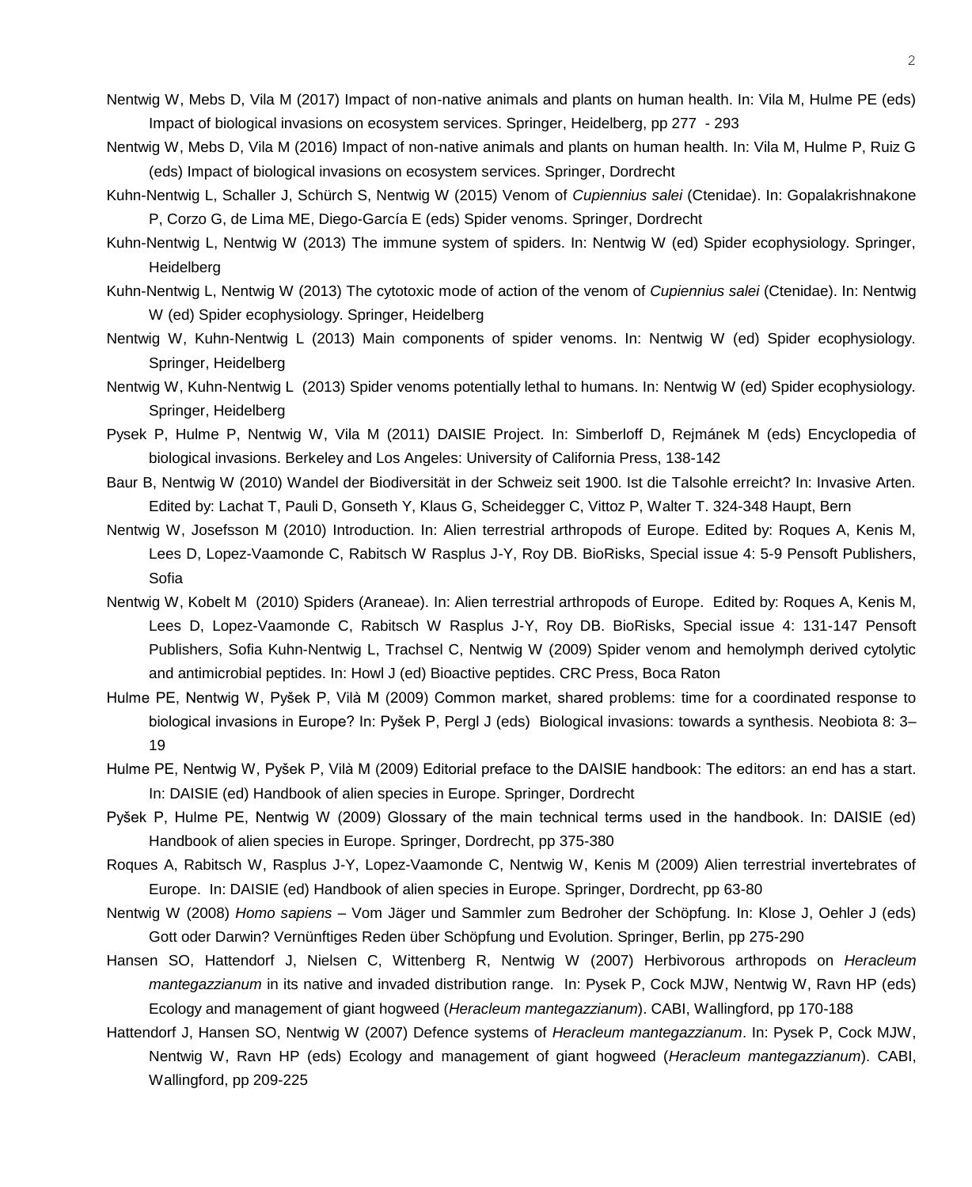Nentwig W, Mebs D, Vila M (2017) Impact of non-native animals and plants on human health. In: Vila M, Hulme PE (eds) Impact of biological invasions on ecosystem services. Springer, Heidelberg, pp 277 - 293

Nentwig W, Mebs D, Vila M (2016) Impact of non-native animals and plants on human health. In: Vila M, Hulme P, Ruiz G (eds) Impact of biological invasions on ecosystem services. Springer, Dordrecht

Kuhn-Nentwig L, Schaller J, Schürch S, Nentwig W (2015) Venom of *Cupiennius salei* (Ctenidae). In: Gopalakrishnakone P, Corzo G, de Lima ME, Diego-García E (eds) Spider venoms. Springer, Dordrecht

Kuhn-Nentwig L, Nentwig W (2013) The immune system of spiders. In: Nentwig W (ed) Spider ecophysiology. Springer, Heidelberg

Kuhn-Nentwig L, Nentwig W (2013) The cytotoxic mode of action of the venom of *Cupiennius salei* (Ctenidae). In: Nentwig W (ed) Spider ecophysiology. Springer, Heidelberg

Nentwig W, Kuhn-Nentwig L (2013) Main components of spider venoms. In: Nentwig W (ed) Spider ecophysiology. Springer, Heidelberg

Nentwig W, Kuhn-Nentwig L (2013) Spider venoms potentially lethal to humans. In: Nentwig W (ed) Spider ecophysiology. Springer, Heidelberg

Pysek P, Hulme P, Nentwig W, Vila M (2011) DAISIE Project. In: Simberloff D, Rejmánek M (eds) Encyclopedia of biological invasions. Berkeley and Los Angeles: University of California Press, 138-142

Baur B, Nentwig W (2010) Wandel der Biodiversität in der Schweiz seit 1900. Ist die Talsohle erreicht? In: Invasive Arten. Edited by: Lachat T, Pauli D, Gonseth Y, Klaus G, Scheidegger C, Vittoz P, Walter T. 324-348 Haupt, Bern

Nentwig W, Josefsson M (2010) Introduction. In: Alien terrestrial arthropods of Europe. Edited by: Roques A, Kenis M, Lees D, Lopez-Vaamonde C, Rabitsch W Rasplus J-Y, Roy DB. BioRisks, Special issue 4: 5-9 Pensoft Publishers, Sofia

Nentwig W, Kobelt M (2010) Spiders (Araneae). In: Alien terrestrial arthropods of Europe. Edited by: Roques A, Kenis M, Lees D, Lopez-Vaamonde C, Rabitsch W Rasplus J-Y, Roy DB. BioRisks, Special issue 4: 131-147 Pensoft Publishers, Sofia Kuhn-Nentwig L, Trachsel C, Nentwig W (2009) Spider venom and hemolymph derived cytolytic and antimicrobial peptides. In: Howl J (ed) Bioactive peptides. CRC Press, Boca Raton

Hulme PE, Nentwig W, Pyšek P, Vilà M (2009) Common market, shared problems: time for a coordinated response to biological invasions in Europe? In: Pyšek P, Pergl J (eds) Biological invasions: towards a synthesis. Neobiota 8: 3–19

Hulme PE, Nentwig W, Pyšek P, Vilà M (2009) Editorial preface to the DAISIE handbook: The editors: an end has a start. In: DAISIE (ed) Handbook of alien species in Europe. Springer, Dordrecht

Pyšek P, Hulme PE, Nentwig W (2009) Glossary of the main technical terms used in the handbook. In: DAISIE (ed) Handbook of alien species in Europe. Springer, Dordrecht, pp 375-380

Roques A, Rabitsch W, Rasplus J-Y, Lopez-Vaamonde C, Nentwig W, Kenis M (2009) Alien terrestrial invertebrates of Europe. In: DAISIE (ed) Handbook of alien species in Europe. Springer, Dordrecht, pp 63-80

Nentwig W (2008) *Homo sapiens* – Vom Jäger und Sammler zum Bedroher der Schöpfung. In: Klose J, Oehler J (eds) Gott oder Darwin? Vernünftiges Reden über Schöpfung und Evolution. Springer, Berlin, pp 275-290

Hansen SO, Hattendorf J, Nielsen C, Wittenberg R, Nentwig W (2007) Herbivorous arthropods on *Heracleum mantegazzianum* in its native and invaded distribution range. In: Pysek P, Cock MJW, Nentwig W, Ravn HP (eds) Ecology and management of giant hogweed (*Heracleum mantegazzianum*). CABI, Wallingford, pp 170-188

Hattendorf J, Hansen SO, Nentwig W (2007) Defence systems of *Heracleum mantegazzianum*. In: Pysek P, Cock MJW, Nentwig W, Ravn HP (eds) Ecology and management of giant hogweed (*Heracleum mantegazzianum*). CABI, Wallingford, pp 209-225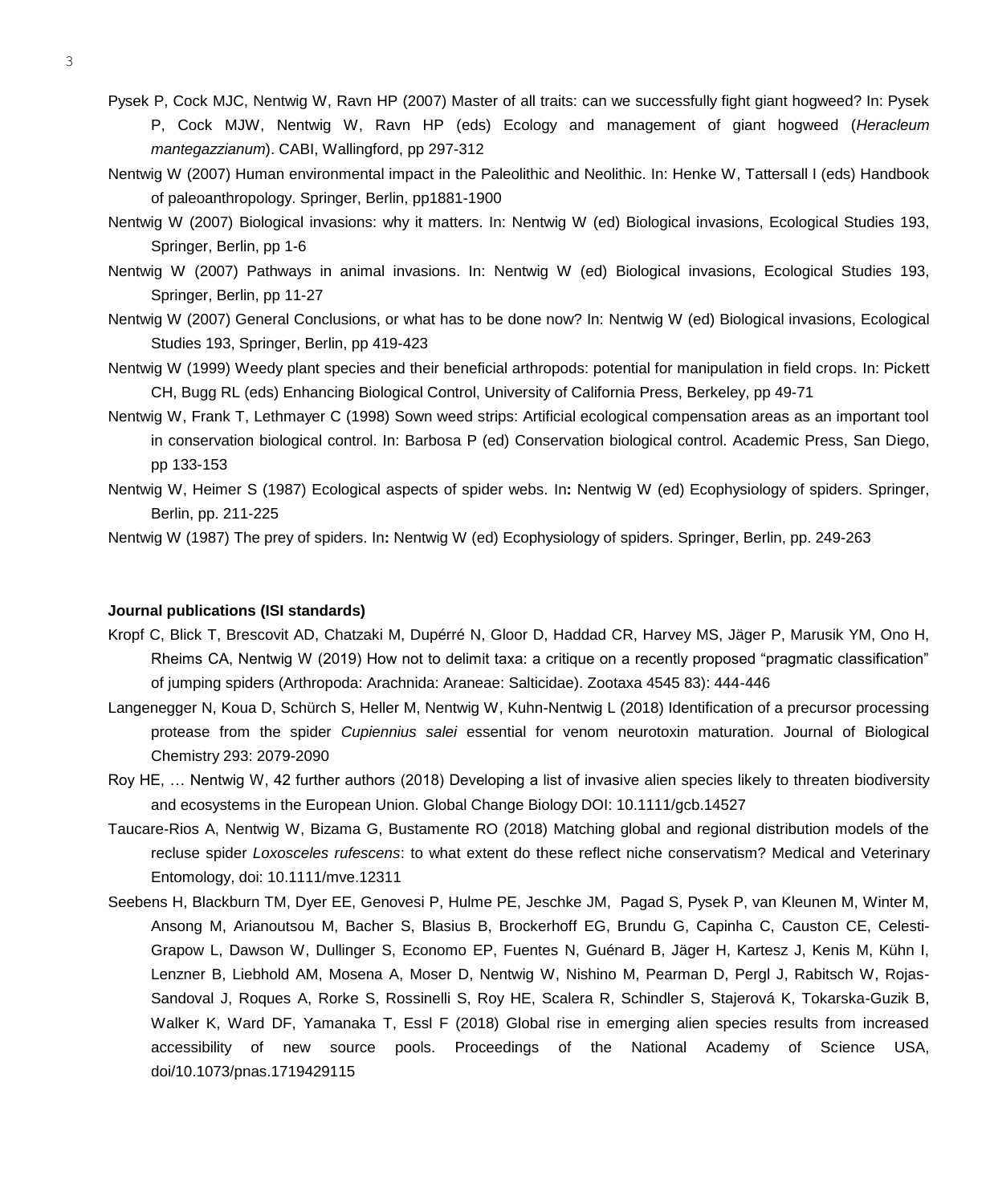Pysek P, Cock MJC, Nentwig W, Ravn HP (2007) Master of all traits: can we successfully fight giant hogweed? In: Pysek P, Cock MJW, Nentwig W, Ravn HP (eds) Ecology and management of giant hogweed (*Heracleum mantegazzianum*). CABI, Wallingford, pp 297-312

Nentwig W (2007) Human environmental impact in the Paleolithic and Neolithic. In: Henke W, Tattersall I (eds) Handbook of paleoanthropology. Springer, Berlin, pp1881-1900

Nentwig W (2007) Biological invasions: why it matters. In: Nentwig W (ed) Biological invasions, Ecological Studies 193, Springer, Berlin, pp 1-6

Nentwig W (2007) Pathways in animal invasions. In: Nentwig W (ed) Biological invasions, Ecological Studies 193, Springer, Berlin, pp 11-27

Nentwig W (2007) General Conclusions, or what has to be done now? In: Nentwig W (ed) Biological invasions, Ecological Studies 193, Springer, Berlin, pp 419-423

Nentwig W (1999) Weedy plant species and their beneficial arthropods: potential for manipulation in field crops. In: Pickett CH, Bugg RL (eds) Enhancing Biological Control, University of California Press, Berkeley, pp 49-71

Nentwig W, Frank T, Lethmayer C (1998) Sown weed strips: Artificial ecological compensation areas as an important tool in conservation biological control. In: Barbosa P (ed) Conservation biological control. Academic Press, San Diego, pp 133-153

Nentwig W, Heimer S (1987) Ecological aspects of spider webs. In**:** Nentwig W (ed) Ecophysiology of spiders. Springer, Berlin, pp. 211-225

Nentwig W (1987) The prey of spiders. In**:** Nentwig W (ed) Ecophysiology of spiders. Springer, Berlin, pp. 249-263

**Journal publications (ISI standards)**

Kropf C, Blick T, Brescovit AD, Chatzaki M, Dupérré N, Gloor D, Haddad CR, Harvey MS, Jäger P, Marusik YM, Ono H, Rheims CA, Nentwig W (2019) How not to delimit taxa: a critique on a recently proposed "pragmatic classification" of jumping spiders (Arthropoda: Arachnida: Araneae: Salticidae). Zootaxa 4545 83): 444-446

Langenegger N, Koua D, Schürch S, Heller M, Nentwig W, Kuhn-Nentwig L (2018) Identification of a precursor processing protease from the spider *Cupiennius salei* essential for venom neurotoxin maturation. Journal of Biological Chemistry 293: 2079-2090

Roy HE, … Nentwig W, 42 further authors (2018) Developing a list of invasive alien species likely to threaten biodiversity and ecosystems in the European Union. Global Change Biology DOI: 10.1111/gcb.14527

Taucare-Rios A, Nentwig W, Bizama G, Bustamente RO (2018) Matching global and regional distribution models of the recluse spider *Loxosceles rufescens*: to what extent do these reflect niche conservatism? Medical and Veterinary Entomology, doi: 10.1111/mve.12311

Seebens H, Blackburn TM, Dyer EE, Genovesi P, Hulme PE, Jeschke JM, Pagad S, Pysek P, van Kleunen M, Winter M, Ansong M, Arianoutsou M, Bacher S, Blasius B, Brockerhoff EG, Brundu G, Capinha C, Causton CE, Celesti-Grapow L, Dawson W, Dullinger S, Economo EP, Fuentes N, Guénard B, Jäger H, Kartesz J, Kenis M, Kühn I, Lenzner B, Liebhold AM, Mosena A, Moser D, Nentwig W, Nishino M, Pearman D, Pergl J, Rabitsch W, Rojas-Sandoval J, Roques A, Rorke S, Rossinelli S, Roy HE, Scalera R, Schindler S, Stajerová K, Tokarska-Guzik B, Walker K, Ward DF, Yamanaka T, Essl F (2018) Global rise in emerging alien species results from increased accessibility of new source pools. Proceedings of the National Academy of Science USA, doi/10.1073/pnas.1719429115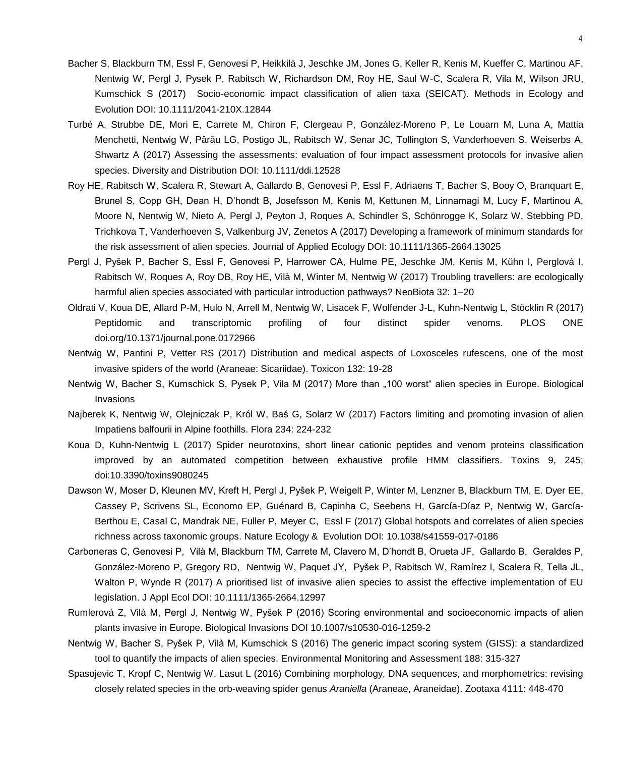Bacher S, Blackburn TM, Essl F, Genovesi P, Heikkilä J, Jeschke JM, Jones G, Keller R, Kenis M, Kueffer C, Martinou AF, Nentwig W, Pergl J, Pysek P, Rabitsch W, Richardson DM, Roy HE, Saul W-C, Scalera R, Vila M, Wilson JRU, Kumschick S (2017) Socio-economic impact classification of alien taxa (SEICAT). Methods in Ecology and Evolution DOI: 10.1111/2041-210X.12844

Turbé A, Strubbe DE, Mori E, Carrete M, Chiron F, Clergeau P, González-Moreno P, Le Louarn M, Luna A, Mattia Menchetti, Nentwig W, Pârâu LG, Postigo JL, Rabitsch W, Senar JC, Tollington S, Vanderhoeven S, Weiserbs A, Shwartz A (2017) Assessing the assessments: evaluation of four impact assessment protocols for invasive alien species. Diversity and Distribution DOI: 10.1111/ddi.12528

Roy HE, Rabitsch W, Scalera R, Stewart A, Gallardo B, Genovesi P, Essl F, Adriaens T, Bacher S, Booy O, Branquart E, Brunel S, Copp GH, Dean H, D'hondt B, Josefsson M, Kenis M, Kettunen M, Linnamagi M, Lucy F, Martinou A, Moore N, Nentwig W, Nieto A, Pergl J, Peyton J, Roques A, Schindler S, Schönrogge K, Solarz W, Stebbing PD, Trichkova T, Vanderhoeven S, Valkenburg JV, Zenetos A (2017) Developing a framework of minimum standards for the risk assessment of alien species. Journal of Applied Ecology DOI: 10.1111/1365-2664.13025

Pergl J, Pyšek P, Bacher S, Essl F, Genovesi P, Harrower CA, Hulme PE, Jeschke JM, Kenis M, Kühn I, Perglová I, Rabitsch W, Roques A, Roy DB, Roy HE, Vilà M, Winter M, Nentwig W (2017) Troubling travellers: are ecologically harmful alien species associated with particular introduction pathways? NeoBiota 32: 1–20

Oldrati V, Koua DE, Allard P-M, Hulo N, Arrell M, Nentwig W, Lisacek F, Wolfender J-L, Kuhn-Nentwig L, Stöcklin R (2017) Peptidomic and transcriptomic profiling of four distinct spider venoms. PLOS ONE doi.org/10.1371/journal.pone.0172966

Nentwig W, Pantini P, Vetter RS (2017) Distribution and medical aspects of Loxosceles rufescens, one of the most invasive spiders of the world (Araneae: Sicariidae). Toxicon 132: 19-28

Nentwig W, Bacher S, Kumschick S, Pysek P, Vila M (2017) More than „100 worst" alien species in Europe. Biological Invasions

Najberek K, Nentwig W, Olejniczak P, Król W, Baś G, Solarz W (2017) Factors limiting and promoting invasion of alien Impatiens balfourii in Alpine foothills. Flora 234: 224-232

Koua D, Kuhn-Nentwig L (2017) Spider neurotoxins, short linear cationic peptides and venom proteins classification improved by an automated competition between exhaustive profile HMM classifiers. Toxins 9, 245; doi:10.3390/toxins9080245

Dawson W, Moser D, Kleunen MV, Kreft H, Pergl J, Pyšek P, Weigelt P, Winter M, Lenzner B, Blackburn TM, E. Dyer EE, Cassey P, Scrivens SL, Economo EP, Guénard B, Capinha C, Seebens H, García-Díaz P, Nentwig W, García-Berthou E, Casal C, Mandrak NE, Fuller P, Meyer C, Essl F (2017) Global hotspots and correlates of alien species richness across taxonomic groups. Nature Ecology & Evolution DOI: 10.1038/s41559-017-0186

Carboneras C, Genovesi P, Vilà M, Blackburn TM, Carrete M, Clavero M, D'hondt B, Orueta JF, Gallardo B, Geraldes P, González-Moreno P, Gregory RD, Nentwig W, Paquet JY, Pyšek P, Rabitsch W, Ramírez I, Scalera R, Tella JL, Walton P, Wynde R (2017) A prioritised list of invasive alien species to assist the effective implementation of EU legislation. J Appl Ecol DOI: 10.1111/1365-2664.12997

Rumlerová Z, Vilà M, Pergl J, Nentwig W, Pyšek P (2016) Scoring environmental and socioeconomic impacts of alien plants invasive in Europe. Biological Invasions DOI 10.1007/s10530-016-1259-2

Nentwig W, Bacher S, Pyšek P, Vilà M, Kumschick S (2016) The generic impact scoring system (GISS): a standardized tool to quantify the impacts of alien species. Environmental Monitoring and Assessment 188: 315-327

Spasojevic T, Kropf C, Nentwig W, Lasut L (2016) Combining morphology, DNA sequences, and morphometrics: revising closely related species in the orb-weaving spider genus *Araniella* (Araneae, Araneidae). Zootaxa 4111: 448-470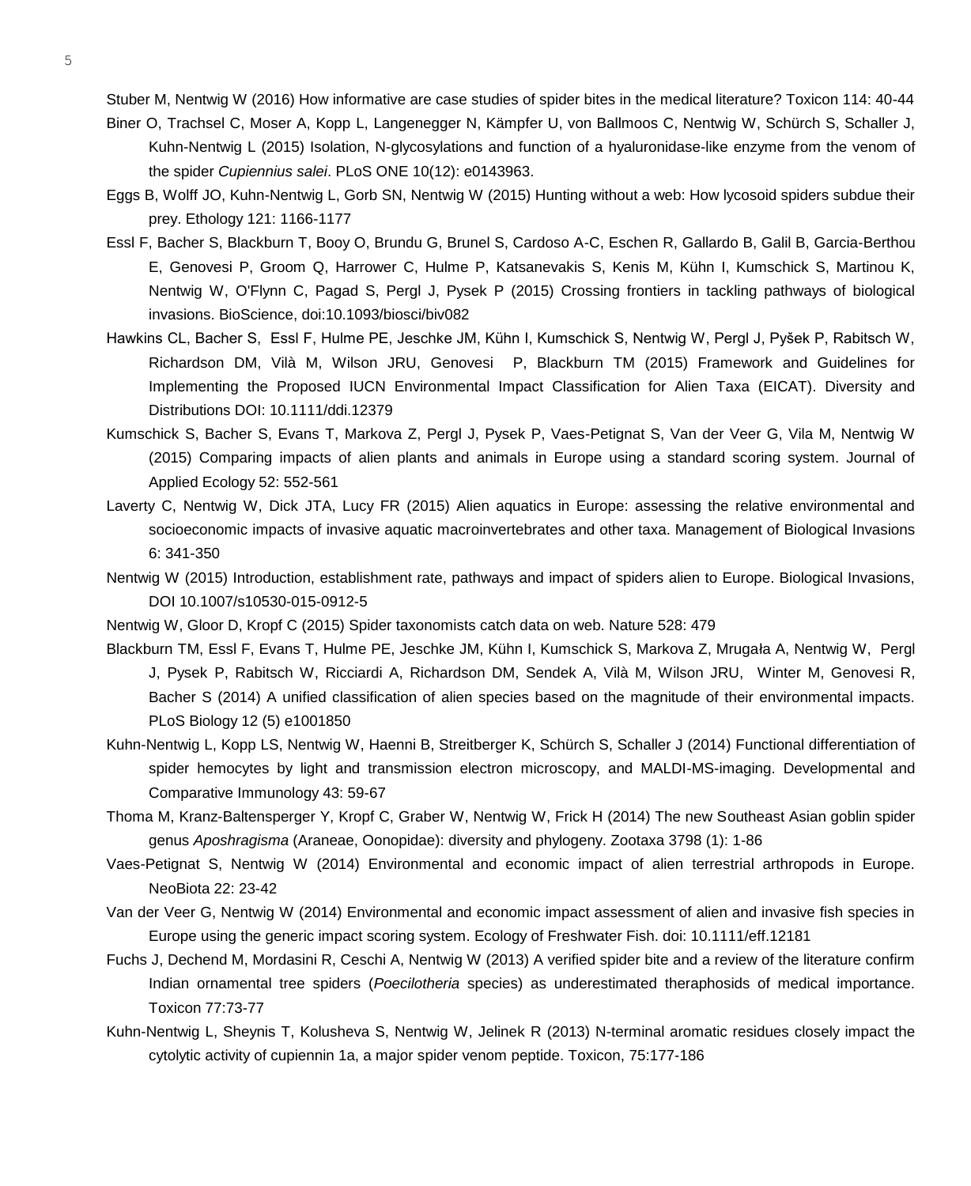Stuber M, Nentwig W (2016) How informative are case studies of spider bites in the medical literature? Toxicon 114: 40-44

Biner O, Trachsel C, Moser A, Kopp L, Langenegger N, Kämpfer U, von Ballmoos C, Nentwig W, Schürch S, Schaller J, Kuhn-Nentwig L (2015) Isolation, N-glycosylations and function of a hyaluronidase-like enzyme from the venom of the spider *Cupiennius salei*. PLoS ONE 10(12): e0143963.

Eggs B, Wolff JO, Kuhn-Nentwig L, Gorb SN, Nentwig W (2015) Hunting without a web: How lycosoid spiders subdue their prey. Ethology 121: 1166-1177

Essl F, Bacher S, Blackburn T, Booy O, Brundu G, Brunel S, Cardoso A-C, Eschen R, Gallardo B, Galil B, Garcia-Berthou E, Genovesi P, Groom Q, Harrower C, Hulme P, Katsanevakis S, Kenis M, Kühn I, Kumschick S, Martinou K, Nentwig W, O'Flynn C, Pagad S, Pergl J, Pysek P (2015) Crossing frontiers in tackling pathways of biological invasions. BioScience, doi:10.1093/biosci/biv082

Hawkins CL, Bacher S, Essl F, Hulme PE, Jeschke JM, Kühn I, Kumschick S, Nentwig W, Pergl J, Pyšek P, Rabitsch W, Richardson DM, Vilà M, Wilson JRU, Genovesi P, Blackburn TM (2015) Framework and Guidelines for Implementing the Proposed IUCN Environmental Impact Classification for Alien Taxa (EICAT). Diversity and Distributions DOI: 10.1111/ddi.12379

Kumschick S, Bacher S, Evans T, Markova Z, Pergl J, Pysek P, Vaes-Petignat S, Van der Veer G, Vila M, Nentwig W (2015) Comparing impacts of alien plants and animals in Europe using a standard scoring system. Journal of Applied Ecology 52: 552-561

Laverty C, Nentwig W, Dick JTA, Lucy FR (2015) Alien aquatics in Europe: assessing the relative environmental and socioeconomic impacts of invasive aquatic macroinvertebrates and other taxa. Management of Biological Invasions 6: 341-350

Nentwig W (2015) Introduction, establishment rate, pathways and impact of spiders alien to Europe. Biological Invasions, DOI 10.1007/s10530-015-0912-5

Nentwig W, Gloor D, Kropf C (2015) Spider taxonomists catch data on web. Nature 528: 479

Blackburn TM, Essl F, Evans T, Hulme PE, Jeschke JM, Kühn I, Kumschick S, Markova Z, Mrugała A, Nentwig W, Pergl J, Pysek P, Rabitsch W, Ricciardi A, Richardson DM, Sendek A, Vilà M, Wilson JRU, Winter M, Genovesi R, Bacher S (2014) A unified classification of alien species based on the magnitude of their environmental impacts. PLoS Biology 12 (5) e1001850

Kuhn-Nentwig L, Kopp LS, Nentwig W, Haenni B, Streitberger K, Schürch S, Schaller J (2014) Functional differentiation of spider hemocytes by light and transmission electron microscopy, and MALDI-MS-imaging. Developmental and Comparative Immunology 43: 59-67

Thoma M, Kranz-Baltensperger Y, Kropf C, Graber W, Nentwig W, Frick H (2014) The new Southeast Asian goblin spider genus *Aposhragisma* (Araneae, Oonopidae): diversity and phylogeny. Zootaxa 3798 (1): 1-86

Vaes-Petignat S, Nentwig W (2014) Environmental and economic impact of alien terrestrial arthropods in Europe. NeoBiota 22: 23-42

Van der Veer G, Nentwig W (2014) Environmental and economic impact assessment of alien and invasive fish species in Europe using the generic impact scoring system. Ecology of Freshwater Fish. doi: 10.1111/eff.12181

Fuchs J, Dechend M, Mordasini R, Ceschi A, Nentwig W (2013) A verified spider bite and a review of the literature confirm Indian ornamental tree spiders (*Poecilotheria* species) as underestimated theraphosids of medical importance. Toxicon 77:73-77

Kuhn-Nentwig L, Sheynis T, Kolusheva S, Nentwig W, Jelinek R (2013) N-terminal aromatic residues closely impact the cytolytic activity of cupiennin 1a, a major spider venom peptide. Toxicon, 75:177-186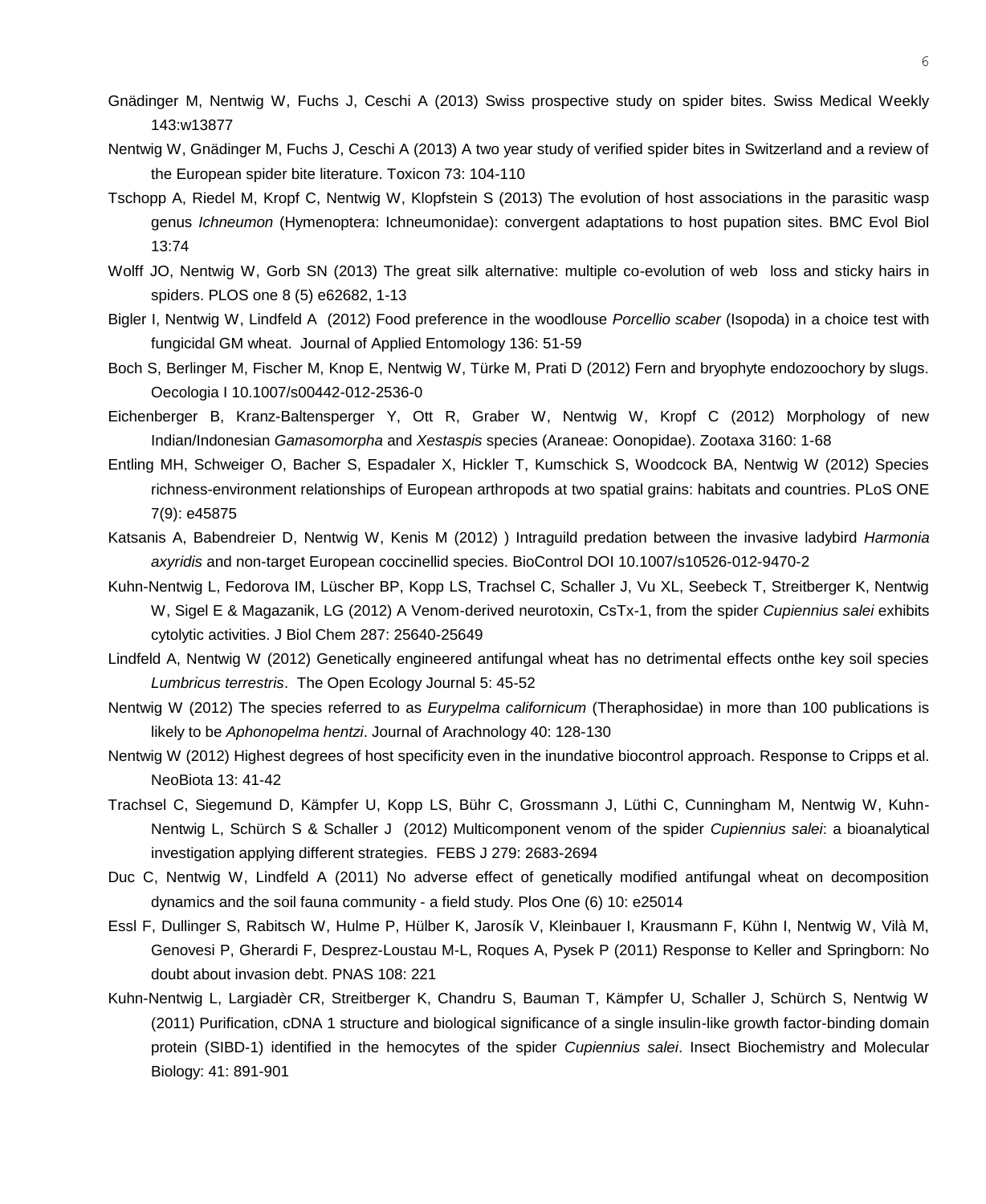Gnädinger M, Nentwig W, Fuchs J, Ceschi A (2013) Swiss prospective study on spider bites. Swiss Medical Weekly 143:w13877

Nentwig W, Gnädinger M, Fuchs J, Ceschi A (2013) A two year study of verified spider bites in Switzerland and a review of the European spider bite literature. Toxicon 73: 104-110

Tschopp A, Riedel M, Kropf C, Nentwig W, Klopfstein S (2013) The evolution of host associations in the parasitic wasp genus *Ichneumon* (Hymenoptera: Ichneumonidae): convergent adaptations to host pupation sites. BMC Evol Biol 13:74

Wolff JO, Nentwig W, Gorb SN (2013) The great silk alternative: multiple co-evolution of web loss and sticky hairs in spiders. PLOS one 8 (5) e62682, 1-13

Bigler I, Nentwig W, Lindfeld A (2012) Food preference in the woodlouse *Porcellio scaber* (Isopoda) in a choice test with fungicidal GM wheat. Journal of Applied Entomology 136: 51-59

Boch S, Berlinger M, Fischer M, Knop E, Nentwig W, Türke M, Prati D (2012) Fern and bryophyte endozoochory by slugs. Oecologia I 10.1007/s00442-012-2536-0

Eichenberger B, Kranz-Baltensperger Y, Ott R, Graber W, Nentwig W, Kropf C (2012) Morphology of new Indian/Indonesian *Gamasomorpha* and *Xestaspis* species (Araneae: Oonopidae). Zootaxa 3160: 1-68

Entling MH, Schweiger O, Bacher S, Espadaler X, Hickler T, Kumschick S, Woodcock BA, Nentwig W (2012) Species richness-environment relationships of European arthropods at two spatial grains: habitats and countries. PLoS ONE 7(9): e45875

Katsanis A, Babendreier D, Nentwig W, Kenis M (2012) ) Intraguild predation between the invasive ladybird *Harmonia axyridis* and non-target European coccinellid species. BioControl DOI 10.1007/s10526-012-9470-2

Kuhn-Nentwig L, Fedorova IM, Lüscher BP, Kopp LS, Trachsel C, Schaller J, Vu XL, Seebeck T, Streitberger K, Nentwig W, Sigel E & Magazanik, LG (2012) A Venom-derived neurotoxin, CsTx-1, from the spider *Cupiennius salei* exhibits cytolytic activities. J Biol Chem 287: 25640-25649

Lindfeld A, Nentwig W (2012) Genetically engineered antifungal wheat has no detrimental effects onthe key soil species *Lumbricus terrestris*. The Open Ecology Journal 5: 45-52

Nentwig W (2012) The species referred to as *Eurypelma californicum* (Theraphosidae) in more than 100 publications is likely to be *Aphonopelma hentzi*. Journal of Arachnology 40: 128-130

Nentwig W (2012) Highest degrees of host specificity even in the inundative biocontrol approach. Response to Cripps et al. NeoBiota 13: 41-42

Trachsel C, Siegemund D, Kämpfer U, Kopp LS, Bühr C, Grossmann J, Lüthi C, Cunningham M, Nentwig W, Kuhn-Nentwig L, Schürch S & Schaller J (2012) Multicomponent venom of the spider *Cupiennius salei*: a bioanalytical investigation applying different strategies. FEBS J 279: 2683-2694

Duc C, Nentwig W, Lindfeld A (2011) No adverse effect of genetically modified antifungal wheat on decomposition dynamics and the soil fauna community - a field study. Plos One (6) 10: e25014

Essl F, Dullinger S, Rabitsch W, Hulme P, Hülber K, Jarosík V, Kleinbauer I, Krausmann F, Kühn I, Nentwig W, Vilà M, Genovesi P, Gherardi F, Desprez-Loustau M-L, Roques A, Pysek P (2011) Response to Keller and Springborn: No doubt about invasion debt. PNAS 108: 221

Kuhn-Nentwig L, Largiadèr CR, Streitberger K, Chandru S, Bauman T, Kämpfer U, Schaller J, Schürch S, Nentwig W (2011) Purification, cDNA 1 structure and biological significance of a single insulin-like growth factor-binding domain protein (SIBD-1) identified in the hemocytes of the spider *Cupiennius salei*. Insect Biochemistry and Molecular Biology: 41: 891-901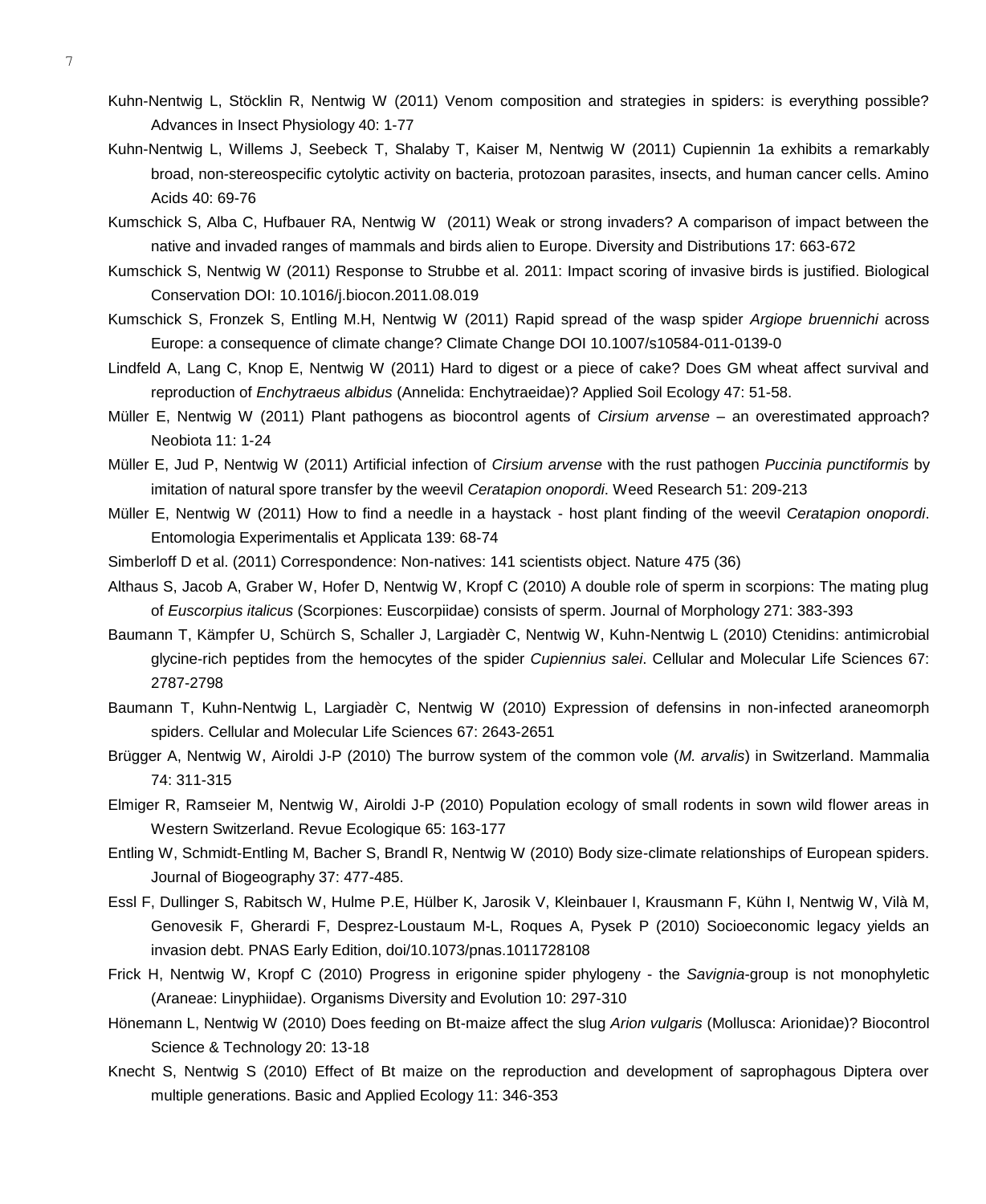Kuhn-Nentwig L, Stöcklin R, Nentwig W (2011) Venom composition and strategies in spiders: is everything possible? Advances in Insect Physiology 40: 1-77

Kuhn-Nentwig L, Willems J, Seebeck T, Shalaby T, Kaiser M, Nentwig W (2011) Cupiennin 1a exhibits a remarkably broad, non-stereospecific cytolytic activity on bacteria, protozoan parasites, insects, and human cancer cells. Amino Acids 40: 69-76

Kumschick S, Alba C, Hufbauer RA, Nentwig W (2011) Weak or strong invaders? A comparison of impact between the native and invaded ranges of mammals and birds alien to Europe. Diversity and Distributions 17: 663-672

Kumschick S, Nentwig W (2011) Response to Strubbe et al. 2011: Impact scoring of invasive birds is justified. Biological Conservation DOI: 10.1016/j.biocon.2011.08.019

Kumschick S, Fronzek S, Entling M.H, Nentwig W (2011) Rapid spread of the wasp spider *Argiope bruennichi* across Europe: a consequence of climate change? Climate Change DOI 10.1007/s10584-011-0139-0

Lindfeld A, Lang C, Knop E, Nentwig W (2011) Hard to digest or a piece of cake? Does GM wheat affect survival and reproduction of *Enchytraeus albidus* (Annelida: Enchytraeidae)? Applied Soil Ecology 47: 51-58.

Müller E, Nentwig W (2011) Plant pathogens as biocontrol agents of *Cirsium arvense* – an overestimated approach? Neobiota 11: 1-24

Müller E, Jud P, Nentwig W (2011) Artificial infection of *Cirsium arvense* with the rust pathogen *Puccinia punctiformis* by imitation of natural spore transfer by the weevil *Ceratapion onopordi*. Weed Research 51: 209-213

Müller E, Nentwig W (2011) How to find a needle in a haystack - host plant finding of the weevil *Ceratapion onopordi*. Entomologia Experimentalis et Applicata 139: 68-74

Simberloff D et al. (2011) Correspondence: Non-natives: 141 scientists object. Nature 475 (36)

Althaus S, Jacob A, Graber W, Hofer D, Nentwig W, Kropf C (2010) A double role of sperm in scorpions: The mating plug of *Euscorpius italicus* (Scorpiones: Euscorpiidae) consists of sperm. Journal of Morphology 271: 383-393

Baumann T, Kämpfer U, Schürch S, Schaller J, Largiadèr C, Nentwig W, Kuhn-Nentwig L (2010) Ctenidins: antimicrobial glycine-rich peptides from the hemocytes of the spider *Cupiennius salei*. Cellular and Molecular Life Sciences 67: 2787-2798

Baumann T, Kuhn-Nentwig L, Largiadèr C, Nentwig W (2010) Expression of defensins in non-infected araneomorph spiders. Cellular and Molecular Life Sciences 67: 2643-2651

Brügger A, Nentwig W, Airoldi J-P (2010) The burrow system of the common vole (*M. arvalis*) in Switzerland. Mammalia 74: 311-315

Elmiger R, Ramseier M, Nentwig W, Airoldi J-P (2010) Population ecology of small rodents in sown wild flower areas in Western Switzerland. Revue Ecologique 65: 163-177

Entling W, Schmidt-Entling M, Bacher S, Brandl R, Nentwig W (2010) Body size-climate relationships of European spiders. Journal of Biogeography 37: 477-485.

Essl F, Dullinger S, Rabitsch W, Hulme P.E, Hülber K, Jarosik V, Kleinbauer I, Krausmann F, Kühn I, Nentwig W, Vilà M, Genovesik F, Gherardi F, Desprez-Loustaum M-L, Roques A, Pysek P (2010) Socioeconomic legacy yields an invasion debt. PNAS Early Edition, doi/10.1073/pnas.1011728108

Frick H, Nentwig W, Kropf C (2010) Progress in erigonine spider phylogeny - the *Savignia*-group is not monophyletic (Araneae: Linyphiidae). Organisms Diversity and Evolution 10: 297-310

Hönemann L, Nentwig W (2010) Does feeding on Bt-maize affect the slug *Arion vulgaris* (Mollusca: Arionidae)? Biocontrol Science & Technology 20: 13-18

Knecht S, Nentwig S (2010) Effect of Bt maize on the reproduction and development of saprophagous Diptera over multiple generations. Basic and Applied Ecology 11: 346-353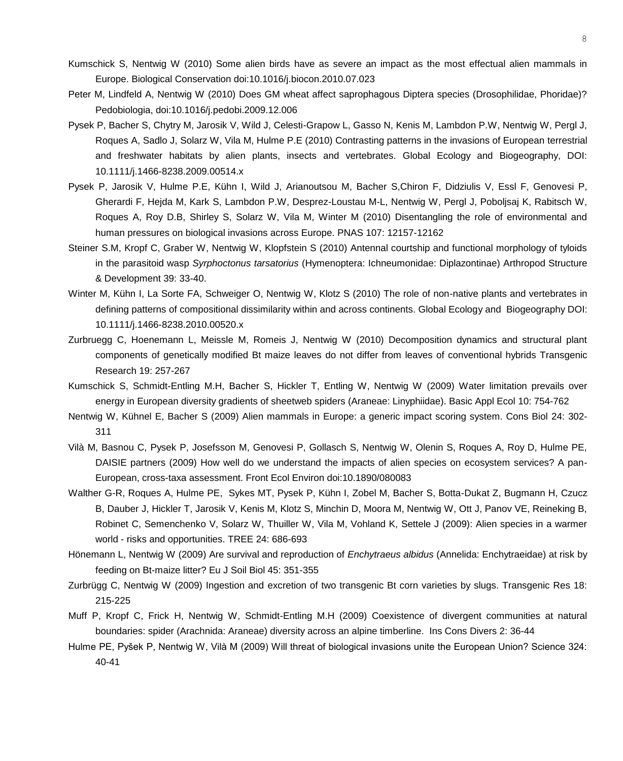Kumschick S, Nentwig W (2010) Some alien birds have as severe an impact as the most effectual alien mammals in Europe. Biological Conservation doi:10.1016/j.biocon.2010.07.023

Peter M, Lindfeld A, Nentwig W (2010) Does GM wheat affect saprophagous Diptera species (Drosophilidae, Phoridae)? Pedobiologia, doi:10.1016/j.pedobi.2009.12.006

Pysek P, Bacher S, Chytry M, Jarosik V, Wild J, Celesti-Grapow L, Gasso N, Kenis M, Lambdon P.W, Nentwig W, Pergl J, Roques A, Sadlo J, Solarz W, Vila M, Hulme P.E (2010) Contrasting patterns in the invasions of European terrestrial and freshwater habitats by alien plants, insects and vertebrates. Global Ecology and Biogeography, DOI: 10.1111/j.1466-8238.2009.00514.x

Pysek P, Jarosik V, Hulme P.E, Kühn I, Wild J, Arianoutsou M, Bacher S,Chiron F, Didziulis V, Essl F, Genovesi P, Gherardi F, Hejda M, Kark S, Lambdon P.W, Desprez-Loustau M-L, Nentwig W, Pergl J, Poboljsaj K, Rabitsch W, Roques A, Roy D.B, Shirley S, Solarz W, Vila M, Winter M (2010) Disentangling the role of environmental and human pressures on biological invasions across Europe. PNAS 107: 12157-12162

Steiner S.M, Kropf C, Graber W, Nentwig W, Klopfstein S (2010) Antennal courtship and functional morphology of tyloids in the parasitoid wasp *Syrphoctonus tarsatorius* (Hymenoptera: Ichneumonidae: Diplazontinae) Arthropod Structure & Development 39: 33-40.

Winter M, Kühn I, La Sorte FA, Schweiger O, Nentwig W, Klotz S (2010) The role of non-native plants and vertebrates in defining patterns of compositional dissimilarity within and across continents. Global Ecology and Biogeography DOI: 10.1111/j.1466-8238.2010.00520.x

Zurbruegg C, Hoenemann L, Meissle M, Romeis J, Nentwig W (2010) Decomposition dynamics and structural plant components of genetically modified Bt maize leaves do not differ from leaves of conventional hybrids Transgenic Research 19: 257-267

Kumschick S, Schmidt-Entling M.H, Bacher S, Hickler T, Entling W, Nentwig W (2009) Water limitation prevails over energy in European diversity gradients of sheetweb spiders (Araneae: Linyphiidae). Basic Appl Ecol 10: 754-762

Nentwig W, Kühnel E, Bacher S (2009) Alien mammals in Europe: a generic impact scoring system. Cons Biol 24: 302-311

Vilà M, Basnou C, Pysek P, Josefsson M, Genovesi P, Gollasch S, Nentwig W, Olenin S, Roques A, Roy D, Hulme PE, DAISIE partners (2009) How well do we understand the impacts of alien species on ecosystem services? A pan-European, cross-taxa assessment. Front Ecol Environ doi:10.1890/080083

Walther G-R, Roques A, Hulme PE, Sykes MT, Pysek P, Kühn I, Zobel M, Bacher S, Botta-Dukat Z, Bugmann H, Czucz B, Dauber J, Hickler T, Jarosik V, Kenis M, Klotz S, Minchin D, Moora M, Nentwig W, Ott J, Panov VE, Reineking B, Robinet C, Semenchenko V, Solarz W, Thuiller W, Vila M, Vohland K, Settele J (2009): Alien species in a warmer world - risks and opportunities. TREE 24: 686-693

Hönemann L, Nentwig W (2009) Are survival and reproduction of *Enchytraeus albidus* (Annelida: Enchytraeidae) at risk by feeding on Bt-maize litter? Eu J Soil Biol 45: 351-355

Zurbrügg C, Nentwig W (2009) Ingestion and excretion of two transgenic Bt corn varieties by slugs. Transgenic Res 18: 215-225

Muff P, Kropf C, Frick H, Nentwig W, Schmidt-Entling M.H (2009) Coexistence of divergent communities at natural boundaries: spider (Arachnida: Araneae) diversity across an alpine timberline. Ins Cons Divers 2: 36-44

Hulme PE, Pyšek P, Nentwig W, Vilà M (2009) Will threat of biological invasions unite the European Union? Science 324: 40-41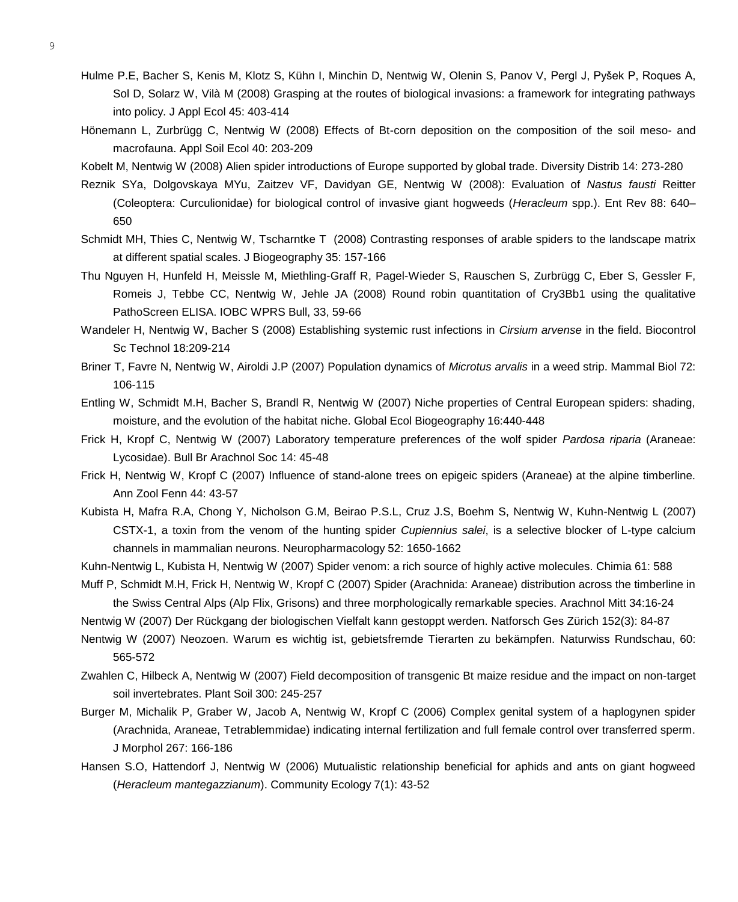Hulme P.E, Bacher S, Kenis M, Klotz S, Kühn I, Minchin D, Nentwig W, Olenin S, Panov V, Pergl J, Pyšek P, Roques A, Sol D, Solarz W, Vilà M (2008) Grasping at the routes of biological invasions: a framework for integrating pathways into policy. J Appl Ecol 45: 403-414

Hönemann L, Zurbrügg C, Nentwig W (2008) Effects of Bt-corn deposition on the composition of the soil meso- and macrofauna. Appl Soil Ecol 40: 203-209

Kobelt M, Nentwig W (2008) Alien spider introductions of Europe supported by global trade. Diversity Distrib 14: 273-280

Reznik SYa, Dolgovskaya MYu, Zaitzev VF, Davidyan GE, Nentwig W (2008): Evaluation of *Nastus fausti* Reitter (Coleoptera: Curculionidae) for biological control of invasive giant hogweeds (*Heracleum* spp.). Ent Rev 88: 640–650

Schmidt MH, Thies C, Nentwig W, Tscharntke T (2008) Contrasting responses of arable spiders to the landscape matrix at different spatial scales. J Biogeography 35: 157-166

Thu Nguyen H, Hunfeld H, Meissle M, Miethling-Graff R, Pagel-Wieder S, Rauschen S, Zurbrügg C, Eber S, Gessler F, Romeis J, Tebbe CC, Nentwig W, Jehle JA (2008) Round robin quantitation of Cry3Bb1 using the qualitative PathoScreen ELISA. IOBC WPRS Bull, 33, 59-66

Wandeler H, Nentwig W, Bacher S (2008) Establishing systemic rust infections in *Cirsium arvense* in the field. Biocontrol Sc Technol 18:209-214

Briner T, Favre N, Nentwig W, Airoldi J.P (2007) Population dynamics of *Microtus arvalis* in a weed strip. Mammal Biol 72: 106-115

Entling W, Schmidt M.H, Bacher S, Brandl R, Nentwig W (2007) Niche properties of Central European spiders: shading, moisture, and the evolution of the habitat niche. Global Ecol Biogeography 16:440-448

Frick H, Kropf C, Nentwig W (2007) Laboratory temperature preferences of the wolf spider *Pardosa riparia* (Araneae: Lycosidae). Bull Br Arachnol Soc 14: 45-48

Frick H, Nentwig W, Kropf C (2007) Influence of stand-alone trees on epigeic spiders (Araneae) at the alpine timberline. Ann Zool Fenn 44: 43-57

Kubista H, Mafra R.A, Chong Y, Nicholson G.M, Beirao P.S.L, Cruz J.S, Boehm S, Nentwig W, Kuhn-Nentwig L (2007) CSTX-1, a toxin from the venom of the hunting spider *Cupiennius salei*, is a selective blocker of L-type calcium channels in mammalian neurons. Neuropharmacology 52: 1650-1662

Kuhn-Nentwig L, Kubista H, Nentwig W (2007) Spider venom: a rich source of highly active molecules. Chimia 61: 588

Muff P, Schmidt M.H, Frick H, Nentwig W, Kropf C (2007) Spider (Arachnida: Araneae) distribution across the timberline in the Swiss Central Alps (Alp Flix, Grisons) and three morphologically remarkable species. Arachnol Mitt 34:16-24

Nentwig W (2007) Der Rückgang der biologischen Vielfalt kann gestoppt werden. Natforsch Ges Zürich 152(3): 84-87

Nentwig W (2007) Neozoen. Warum es wichtig ist, gebietsfremde Tierarten zu bekämpfen. Naturwiss Rundschau, 60: 565-572

Zwahlen C, Hilbeck A, Nentwig W (2007) Field decomposition of transgenic Bt maize residue and the impact on non-target soil invertebrates. Plant Soil 300: 245-257

Burger M, Michalik P, Graber W, Jacob A, Nentwig W, Kropf C (2006) Complex genital system of a haplogynen spider (Arachnida, Araneae, Tetrablemmidae) indicating internal fertilization and full female control over transferred sperm. J Morphol 267: 166-186

Hansen S.O, Hattendorf J, Nentwig W (2006) Mutualistic relationship beneficial for aphids and ants on giant hogweed (*Heracleum mantegazzianum*). Community Ecology 7(1): 43-52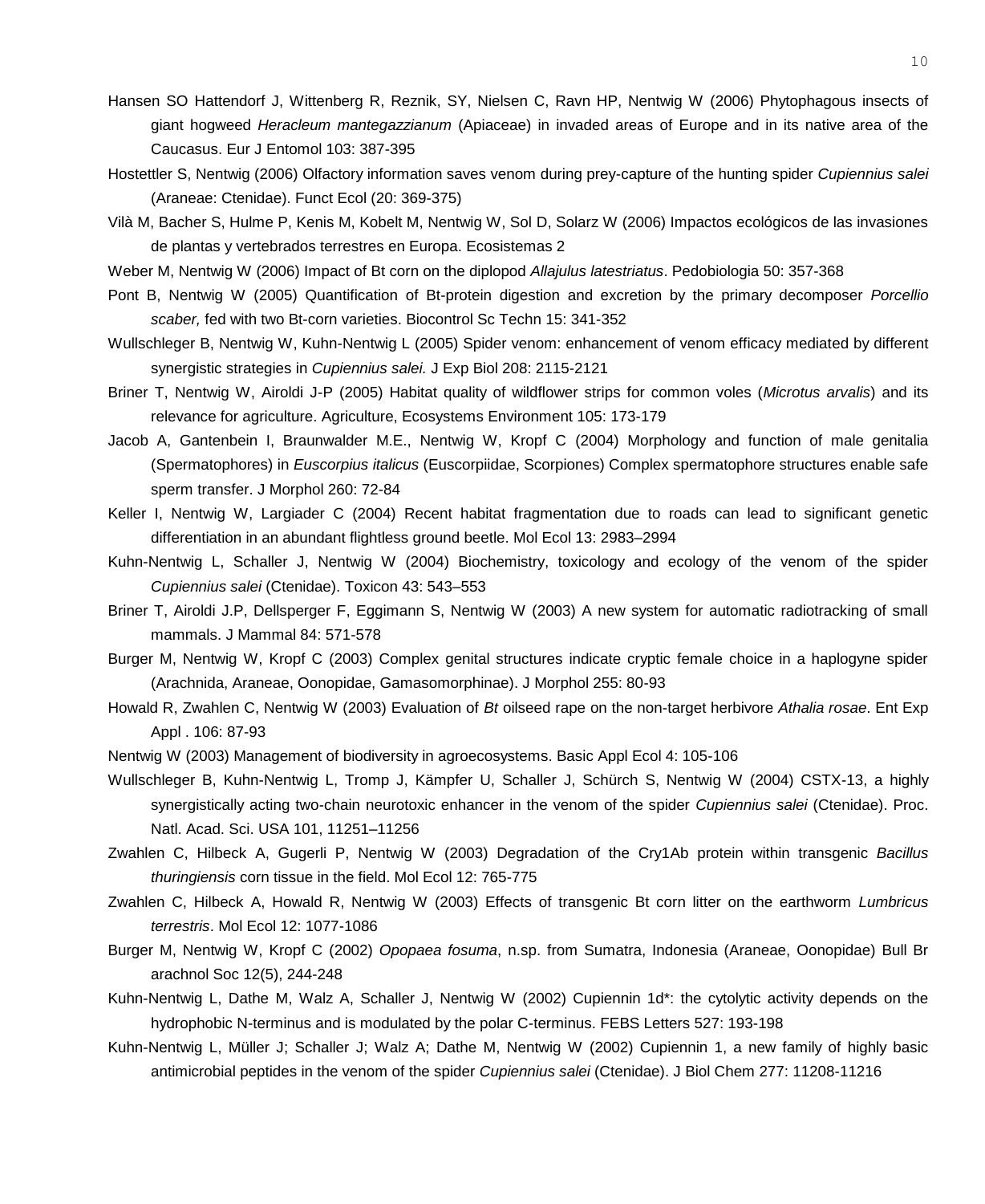Hansen SO Hattendorf J, Wittenberg R, Reznik, SY, Nielsen C, Ravn HP, Nentwig W (2006) Phytophagous insects of giant hogweed *Heracleum mantegazzianum* (Apiaceae) in invaded areas of Europe and in its native area of the Caucasus. Eur J Entomol 103: 387-395

Hostettler S, Nentwig (2006) Olfactory information saves venom during prey-capture of the hunting spider *Cupiennius salei* (Araneae: Ctenidae). Funct Ecol (20: 369-375)

Vilà M, Bacher S, Hulme P, Kenis M, Kobelt M, Nentwig W, Sol D, Solarz W (2006) Impactos ecológicos de las invasiones de plantas y vertebrados terrestres en Europa. Ecosistemas 2

Weber M, Nentwig W (2006) Impact of Bt corn on the diplopod *Allajulus latestriatus*. Pedobiologia 50: 357-368

Pont B, Nentwig W (2005) Quantification of Bt-protein digestion and excretion by the primary decomposer *Porcellio scaber,* fed with two Bt-corn varieties. Biocontrol Sc Techn 15: 341-352

Wullschleger B, Nentwig W, Kuhn-Nentwig L (2005) Spider venom: enhancement of venom efficacy mediated by different synergistic strategies in *Cupiennius salei.* J Exp Biol 208: 2115-2121

Briner T, Nentwig W, Airoldi J-P (2005) Habitat quality of wildflower strips for common voles (*Microtus arvalis*) and its relevance for agriculture. Agriculture, Ecosystems Environment 105: 173-179

Jacob A, Gantenbein I, Braunwalder M.E., Nentwig W, Kropf C (2004) Morphology and function of male genitalia (Spermatophores) in *Euscorpius italicus* (Euscorpiidae, Scorpiones) Complex spermatophore structures enable safe sperm transfer. J Morphol 260: 72-84

Keller I, Nentwig W, Largiader C (2004) Recent habitat fragmentation due to roads can lead to significant genetic differentiation in an abundant flightless ground beetle. Mol Ecol 13: 2983–2994

Kuhn-Nentwig L, Schaller J, Nentwig W (2004) Biochemistry, toxicology and ecology of the venom of the spider *Cupiennius salei* (Ctenidae). Toxicon 43: 543–553

Briner T, Airoldi J.P, Dellsperger F, Eggimann S, Nentwig W (2003) A new system for automatic radiotracking of small mammals. J Mammal 84: 571-578

Burger M, Nentwig W, Kropf C (2003) Complex genital structures indicate cryptic female choice in a haplogyne spider (Arachnida, Araneae, Oonopidae, Gamasomorphinae). J Morphol 255: 80-93

Howald R, Zwahlen C, Nentwig W (2003) Evaluation of *Bt* oilseed rape on the non-target herbivore *Athalia rosae*. Ent Exp Appl . 106: 87-93

Nentwig W (2003) Management of biodiversity in agroecosystems. Basic Appl Ecol 4: 105-106

Wullschleger B, Kuhn-Nentwig L, Tromp J, Kämpfer U, Schaller J, Schürch S, Nentwig W (2004) CSTX-13, a highly synergistically acting two-chain neurotoxic enhancer in the venom of the spider *Cupiennius salei* (Ctenidae). Proc. Natl. Acad. Sci. USA 101, 11251–11256

Zwahlen C, Hilbeck A, Gugerli P, Nentwig W (2003) Degradation of the Cry1Ab protein within transgenic *Bacillus thuringiensis* corn tissue in the field. Mol Ecol 12: 765-775

Zwahlen C, Hilbeck A, Howald R, Nentwig W (2003) Effects of transgenic Bt corn litter on the earthworm *Lumbricus terrestris*. Mol Ecol 12: 1077-1086

Burger M, Nentwig W, Kropf C (2002) *Opopaea fosuma*, n.sp. from Sumatra, Indonesia (Araneae, Oonopidae) Bull Br arachnol Soc 12(5), 244-248

Kuhn-Nentwig L, Dathe M, Walz A, Schaller J, Nentwig W (2002) Cupiennin 1d*: the cytolytic activity depends on the hydrophobic N-terminus and is modulated by the polar C-terminus. FEBS Letters 527: 193-198

Kuhn-Nentwig L, Müller J; Schaller J; Walz A; Dathe M, Nentwig W (2002) Cupiennin 1, a new family of highly basic antimicrobial peptides in the venom of the spider *Cupiennius salei* (Ctenidae). J Biol Chem 277: 11208-11216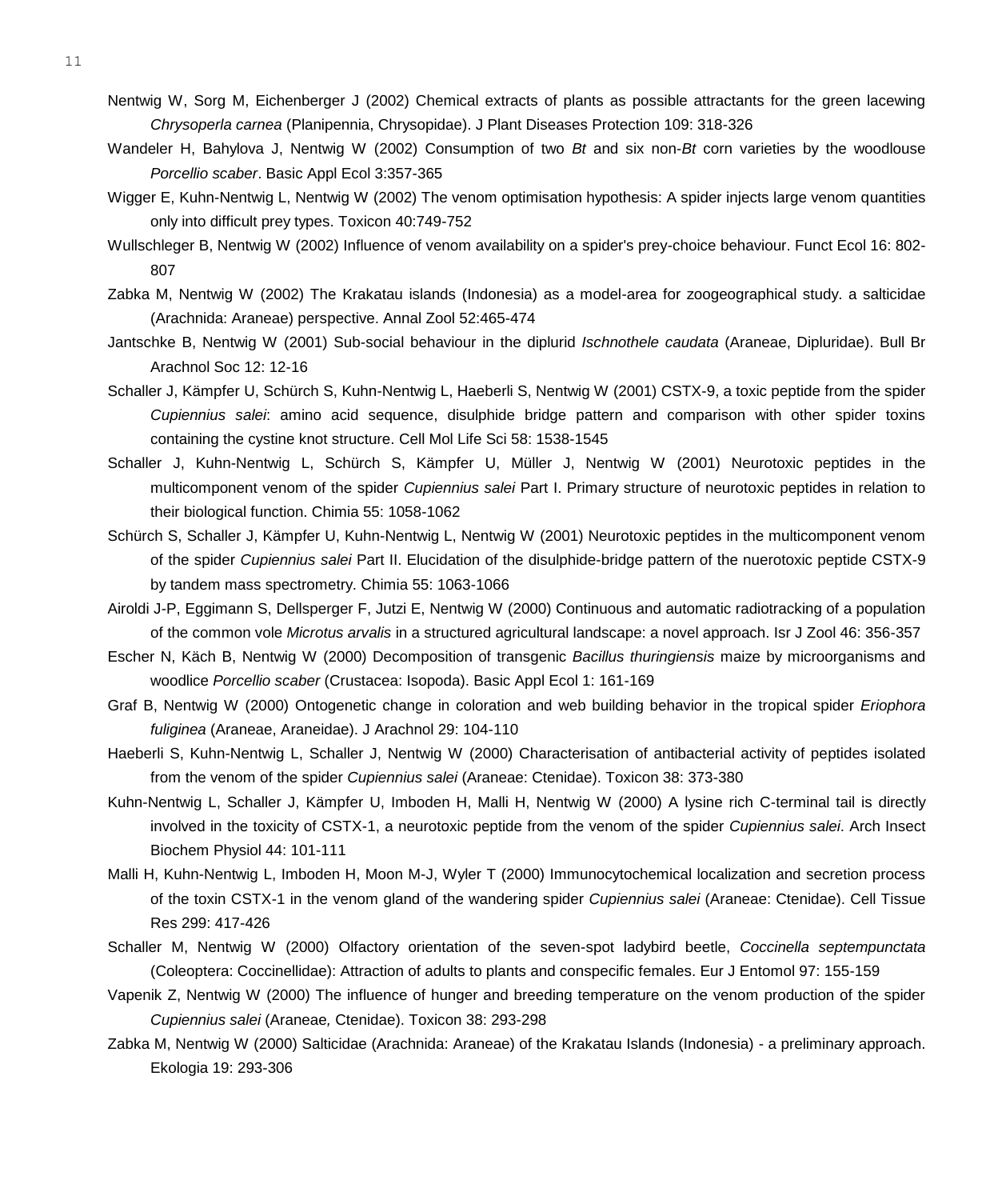Nentwig W, Sorg M, Eichenberger J (2002) Chemical extracts of plants as possible attractants for the green lacewing *Chrysoperla carnea* (Planipennia, Chrysopidae). J Plant Diseases Protection 109: 318-326

Wandeler H, Bahylova J, Nentwig W (2002) Consumption of two *Bt* and six non-*Bt* corn varieties by the woodlouse *Porcellio scaber*. Basic Appl Ecol 3:357-365

Wigger E, Kuhn-Nentwig L, Nentwig W (2002) The venom optimisation hypothesis: A spider injects large venom quantities only into difficult prey types. Toxicon 40:749-752

Wullschleger B, Nentwig W (2002) Influence of venom availability on a spider's prey-choice behaviour. Funct Ecol 16: 802-807

Zabka M, Nentwig W (2002) The Krakatau islands (Indonesia) as a model-area for zoogeographical study. a salticidae (Arachnida: Araneae) perspective. Annal Zool 52:465-474

Jantschke B, Nentwig W (2001) Sub-social behaviour in the diplurid *Ischnothele caudata* (Araneae, Dipluridae). Bull Br Arachnol Soc 12: 12-16

Schaller J, Kämpfer U, Schürch S, Kuhn-Nentwig L, Haeberli S, Nentwig W (2001) CSTX-9, a toxic peptide from the spider *Cupiennius salei*: amino acid sequence, disulphide bridge pattern and comparison with other spider toxins containing the cystine knot structure. Cell Mol Life Sci 58: 1538-1545

Schaller J, Kuhn-Nentwig L, Schürch S, Kämpfer U, Müller J, Nentwig W (2001) Neurotoxic peptides in the multicomponent venom of the spider *Cupiennius salei* Part I. Primary structure of neurotoxic peptides in relation to their biological function. Chimia 55: 1058-1062

Schürch S, Schaller J, Kämpfer U, Kuhn-Nentwig L, Nentwig W (2001) Neurotoxic peptides in the multicomponent venom of the spider *Cupiennius salei* Part II. Elucidation of the disulphide-bridge pattern of the nuerotoxic peptide CSTX-9 by tandem mass spectrometry. Chimia 55: 1063-1066

Airoldi J-P, Eggimann S, Dellsperger F, Jutzi E, Nentwig W (2000) Continuous and automatic radiotracking of a population of the common vole *Microtus arvalis* in a structured agricultural landscape: a novel approach. Isr J Zool 46: 356-357

Escher N, Käch B, Nentwig W (2000) Decomposition of transgenic *Bacillus thuringiensis* maize by microorganisms and woodlice *Porcellio scaber* (Crustacea: Isopoda). Basic Appl Ecol 1: 161-169

Graf B, Nentwig W (2000) Ontogenetic change in coloration and web building behavior in the tropical spider *Eriophora fuliginea* (Araneae, Araneidae). J Arachnol 29: 104-110

Haeberli S, Kuhn-Nentwig L, Schaller J, Nentwig W (2000) Characterisation of antibacterial activity of peptides isolated from the venom of the spider *Cupiennius salei* (Araneae: Ctenidae). Toxicon 38: 373-380

Kuhn-Nentwig L, Schaller J, Kämpfer U, Imboden H, Malli H, Nentwig W (2000) A lysine rich C-terminal tail is directly involved in the toxicity of CSTX-1, a neurotoxic peptide from the venom of the spider *Cupiennius salei*. Arch Insect Biochem Physiol 44: 101-111

Malli H, Kuhn-Nentwig L, Imboden H, Moon M-J, Wyler T (2000) Immunocytochemical localization and secretion process of the toxin CSTX-1 in the venom gland of the wandering spider *Cupiennius salei* (Araneae: Ctenidae). Cell Tissue Res 299: 417-426

Schaller M, Nentwig W (2000) Olfactory orientation of the seven-spot ladybird beetle, *Coccinella septempunctata* (Coleoptera: Coccinellidae): Attraction of adults to plants and conspecific females. Eur J Entomol 97: 155-159

Vapenik Z, Nentwig W (2000) The influence of hunger and breeding temperature on the venom production of the spider *Cupiennius salei* (Araneae, Ctenidae). Toxicon 38: 293-298

Zabka M, Nentwig W (2000) Salticidae (Arachnida: Araneae) of the Krakatau Islands (Indonesia) - a preliminary approach. Ekologia 19: 293-306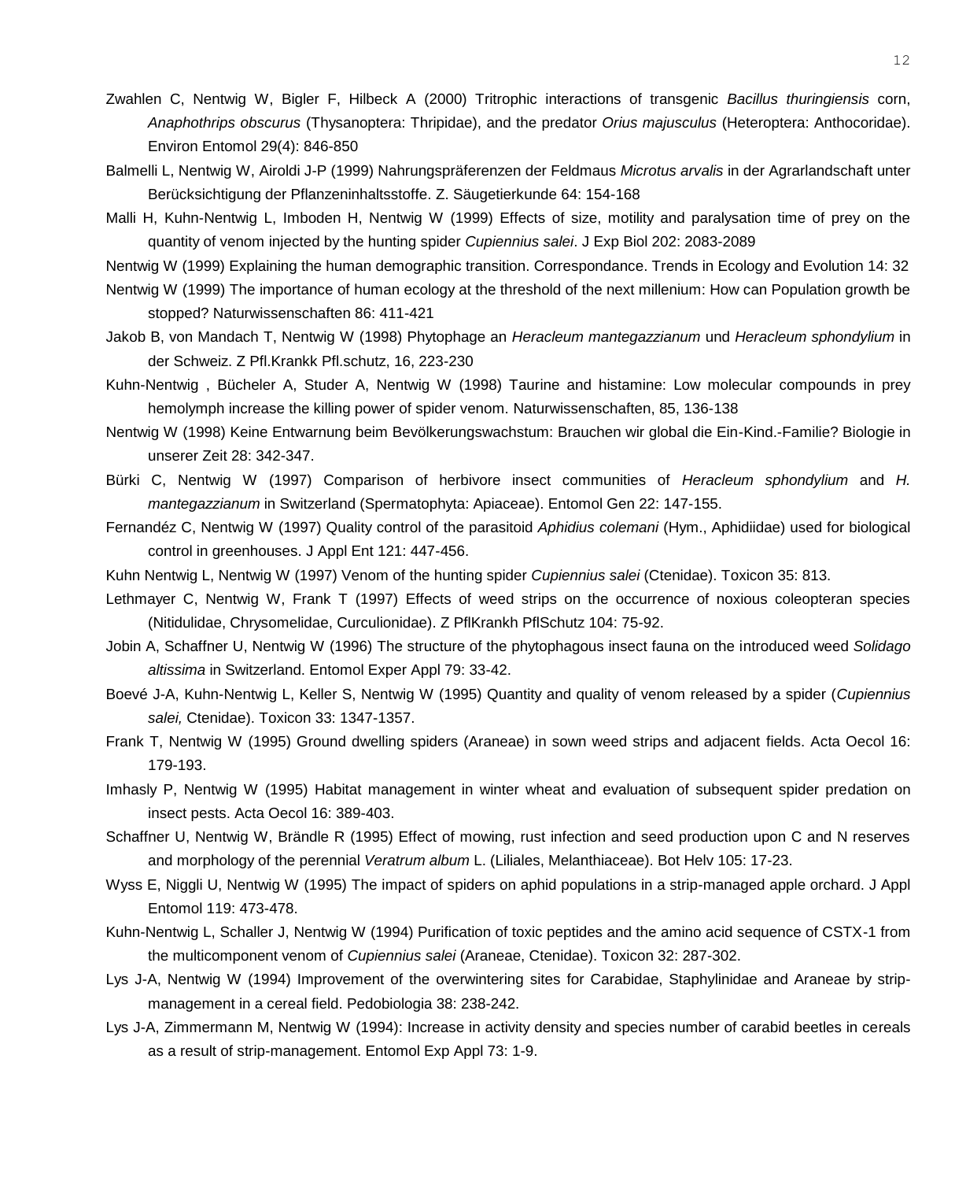Zwahlen C, Nentwig W, Bigler F, Hilbeck A (2000) Tritrophic interactions of transgenic *Bacillus thuringiensis* corn, *Anaphothrips obscurus* (Thysanoptera: Thripidae), and the predator *Orius majusculus* (Heteroptera: Anthocoridae). Environ Entomol 29(4): 846-850

Balmelli L, Nentwig W, Airoldi J-P (1999) Nahrungspräferenzen der Feldmaus *Microtus arvalis* in der Agrarlandschaft unter Berücksichtigung der Pflanzeninhaltsstoffe. Z. Säugetierkunde 64: 154-168

Malli H, Kuhn-Nentwig L, Imboden H, Nentwig W (1999) Effects of size, motility and paralysation time of prey on the quantity of venom injected by the hunting spider *Cupiennius salei*. J Exp Biol 202: 2083-2089

Nentwig W (1999) Explaining the human demographic transition. Correspondance. Trends in Ecology and Evolution 14: 32

Nentwig W (1999) The importance of human ecology at the threshold of the next millenium: How can Population growth be stopped? Naturwissenschaften 86: 411-421

Jakob B, von Mandach T, Nentwig W (1998) Phytophage an *Heracleum mantegazzianum* und *Heracleum sphondylium* in der Schweiz. Z Pfl.Krankk Pfl.schutz, 16, 223-230

Kuhn-Nentwig , Bücheler A, Studer A, Nentwig W (1998) Taurine and histamine: Low molecular compounds in prey hemolymph increase the killing power of spider venom. Naturwissenschaften, 85, 136-138

Nentwig W (1998) Keine Entwarnung beim Bevölkerungswachstum: Brauchen wir global die Ein-Kind.-Familie? Biologie in unserer Zeit 28: 342-347.

Bürki C, Nentwig W (1997) Comparison of herbivore insect communities of *Heracleum sphondylium* and *H. mantegazzianum* in Switzerland (Spermatophyta: Apiaceae). Entomol Gen 22: 147-155.

Fernandéz C, Nentwig W (1997) Quality control of the parasitoid *Aphidius colemani* (Hym., Aphidiidae) used for biological control in greenhouses. J Appl Ent 121: 447-456.

Kuhn Nentwig L, Nentwig W (1997) Venom of the hunting spider *Cupiennius salei* (Ctenidae). Toxicon 35: 813.

Lethmayer C, Nentwig W, Frank T (1997) Effects of weed strips on the occurrence of noxious coleopteran species (Nitidulidae, Chrysomelidae, Curculionidae). Z PflKrankh PflSchutz 104: 75-92.

Jobin A, Schaffner U, Nentwig W (1996) The structure of the phytophagous insect fauna on the introduced weed *Solidago altissima* in Switzerland. Entomol Exper Appl 79: 33-42.

Boevé J-A, Kuhn-Nentwig L, Keller S, Nentwig W (1995) Quantity and quality of venom released by a spider (*Cupiennius salei,* Ctenidae). Toxicon 33: 1347-1357.

Frank T, Nentwig W (1995) Ground dwelling spiders (Araneae) in sown weed strips and adjacent fields. Acta Oecol 16: 179-193.

Imhasly P, Nentwig W (1995) Habitat management in winter wheat and evaluation of subsequent spider predation on insect pests. Acta Oecol 16: 389-403.

Schaffner U, Nentwig W, Brändle R (1995) Effect of mowing, rust infection and seed production upon C and N reserves and morphology of the perennial *Veratrum album* L. (Liliales, Melanthiaceae). Bot Helv 105: 17-23.

Wyss E, Niggli U, Nentwig W (1995) The impact of spiders on aphid populations in a strip-managed apple orchard. J Appl Entomol 119: 473-478.

Kuhn-Nentwig L, Schaller J, Nentwig W (1994) Purification of toxic peptides and the amino acid sequence of CSTX-1 from the multicomponent venom of *Cupiennius salei* (Araneae, Ctenidae). Toxicon 32: 287-302.

Lys J-A, Nentwig W (1994) Improvement of the overwintering sites for Carabidae, Staphylinidae and Araneae by strip-management in a cereal field. Pedobiologia 38: 238-242.

Lys J-A, Zimmermann M, Nentwig W (1994): Increase in activity density and species number of carabid beetles in cereals as a result of strip-management. Entomol Exp Appl 73: 1-9.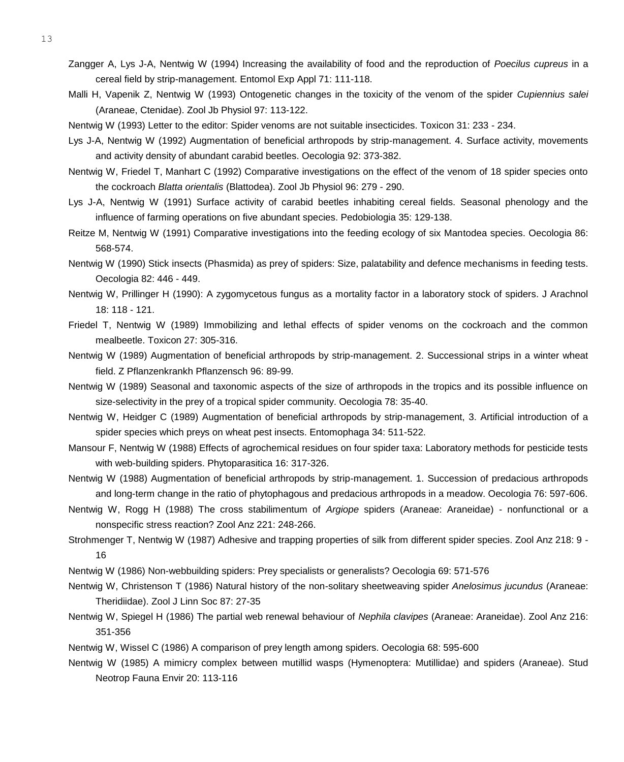Zangger A, Lys J-A, Nentwig W (1994) Increasing the availability of food and the reproduction of *Poecilus cupreus* in a cereal field by strip-management. Entomol Exp Appl 71: 111-118.

Malli H, Vapenik Z, Nentwig W (1993) Ontogenetic changes in the toxicity of the venom of the spider *Cupiennius salei* (Araneae, Ctenidae). Zool Jb Physiol 97: 113-122.

Nentwig W (1993) Letter to the editor: Spider venoms are not suitable insecticides. Toxicon 31: 233 - 234.

Lys J-A, Nentwig W (1992) Augmentation of beneficial arthropods by strip-management. 4. Surface activity, movements and activity density of abundant carabid beetles. Oecologia 92: 373-382.

Nentwig W, Friedel T, Manhart C (1992) Comparative investigations on the effect of the venom of 18 spider species onto the cockroach *Blatta orientalis* (Blattodea). Zool Jb Physiol 96: 279 - 290.

Lys J-A, Nentwig W (1991) Surface activity of carabid beetles inhabiting cereal fields. Seasonal phenology and the influence of farming operations on five abundant species. Pedobiologia 35: 129-138.

Reitze M, Nentwig W (1991) Comparative investigations into the feeding ecology of six Mantodea species. Oecologia 86: 568-574.

Nentwig W (1990) Stick insects (Phasmida) as prey of spiders: Size, palatability and defence mechanisms in feeding tests. Oecologia 82: 446 - 449.

Nentwig W, Prillinger H (1990): A zygomycetous fungus as a mortality factor in a laboratory stock of spiders. J Arachnol 18: 118 - 121.

Friedel T, Nentwig W (1989) Immobilizing and lethal effects of spider venoms on the cockroach and the common mealbeetle. Toxicon 27: 305-316.

Nentwig W (1989) Augmentation of beneficial arthropods by strip-management. 2. Successional strips in a winter wheat field. Z Pflanzenkrankh Pflanzensch 96: 89-99.

Nentwig W (1989) Seasonal and taxonomic aspects of the size of arthropods in the tropics and its possible influence on size-selectivity in the prey of a tropical spider community. Oecologia 78: 35-40.

Nentwig W, Heidger C (1989) Augmentation of beneficial arthropods by strip-management, 3. Artificial introduction of a spider species which preys on wheat pest insects. Entomophaga 34: 511-522.

Mansour F, Nentwig W (1988) Effects of agrochemical residues on four spider taxa: Laboratory methods for pesticide tests with web-building spiders. Phytoparasitica 16: 317-326.

Nentwig W (1988) Augmentation of beneficial arthropods by strip-management. 1. Succession of predacious arthropods and long-term change in the ratio of phytophagous and predacious arthropods in a meadow. Oecologia 76: 597-606.

Nentwig W, Rogg H (1988) The cross stabilimentum of *Argiope* spiders (Araneae: Araneidae) - nonfunctional or a nonspecific stress reaction? Zool Anz 221: 248-266.

Strohmenger T, Nentwig W (1987) Adhesive and trapping properties of silk from different spider species. Zool Anz 218: 9 - 16

Nentwig W (1986) Non-webbuilding spiders: Prey specialists or generalists? Oecologia 69: 571-576

Nentwig W, Christenson T (1986) Natural history of the non-solitary sheetweaving spider *Anelosimus jucundus* (Araneae: Theridiidae). Zool J Linn Soc 87: 27-35

Nentwig W, Spiegel H (1986) The partial web renewal behaviour of *Nephila clavipes* (Araneae: Araneidae). Zool Anz 216: 351-356

Nentwig W, Wissel C (1986) A comparison of prey length among spiders. Oecologia 68: 595-600

Nentwig W (1985) A mimicry complex between mutillid wasps (Hymenoptera: Mutillidae) and spiders (Araneae). Stud Neotrop Fauna Envir 20: 113-116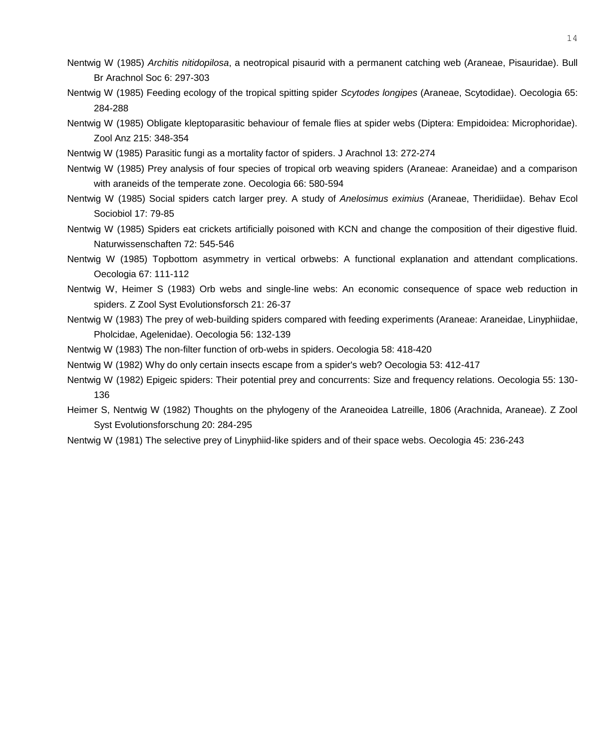Nentwig W (1985) *Architis nitidopilosa*, a neotropical pisaurid with a permanent catching web (Araneae, Pisauridae). Bull Br Arachnol Soc 6: 297-303

Nentwig W (1985) Feeding ecology of the tropical spitting spider *Scytodes longipes* (Araneae, Scytodidae). Oecologia 65: 284-288

Nentwig W (1985) Obligate kleptoparasitic behaviour of female flies at spider webs (Diptera: Empidoidea: Microphoridae). Zool Anz 215: 348-354

Nentwig W (1985) Parasitic fungi as a mortality factor of spiders. J Arachnol 13: 272-274

Nentwig W (1985) Prey analysis of four species of tropical orb weaving spiders (Araneae: Araneidae) and a comparison with araneids of the temperate zone. Oecologia 66: 580-594

Nentwig W (1985) Social spiders catch larger prey. A study of *Anelosimus eximius* (Araneae, Theridiidae). Behav Ecol Sociobiol 17: 79-85

Nentwig W (1985) Spiders eat crickets artificially poisoned with KCN and change the composition of their digestive fluid. Naturwissenschaften 72: 545-546

Nentwig W (1985) Topbottom asymmetry in vertical orbwebs: A functional explanation and attendant complications. Oecologia 67: 111-112

Nentwig W, Heimer S (1983) Orb webs and single-line webs: An economic consequence of space web reduction in spiders. Z Zool Syst Evolutionsforsch 21: 26-37

Nentwig W (1983) The prey of web-building spiders compared with feeding experiments (Araneae: Araneidae, Linyphiidae, Pholcidae, Agelenidae). Oecologia 56: 132-139

Nentwig W (1983) The non-filter function of orb-webs in spiders. Oecologia 58: 418-420

Nentwig W (1982) Why do only certain insects escape from a spider's web? Oecologia 53: 412-417

Nentwig W (1982) Epigeic spiders: Their potential prey and concurrents: Size and frequency relations. Oecologia 55: 130-136

Heimer S, Nentwig W (1982) Thoughts on the phylogeny of the Araneoidea Latreille, 1806 (Arachnida, Araneae). Z Zool Syst Evolutionsforschung 20: 284-295

Nentwig W (1981) The selective prey of Linyphiid-like spiders and of their space webs. Oecologia 45: 236-243